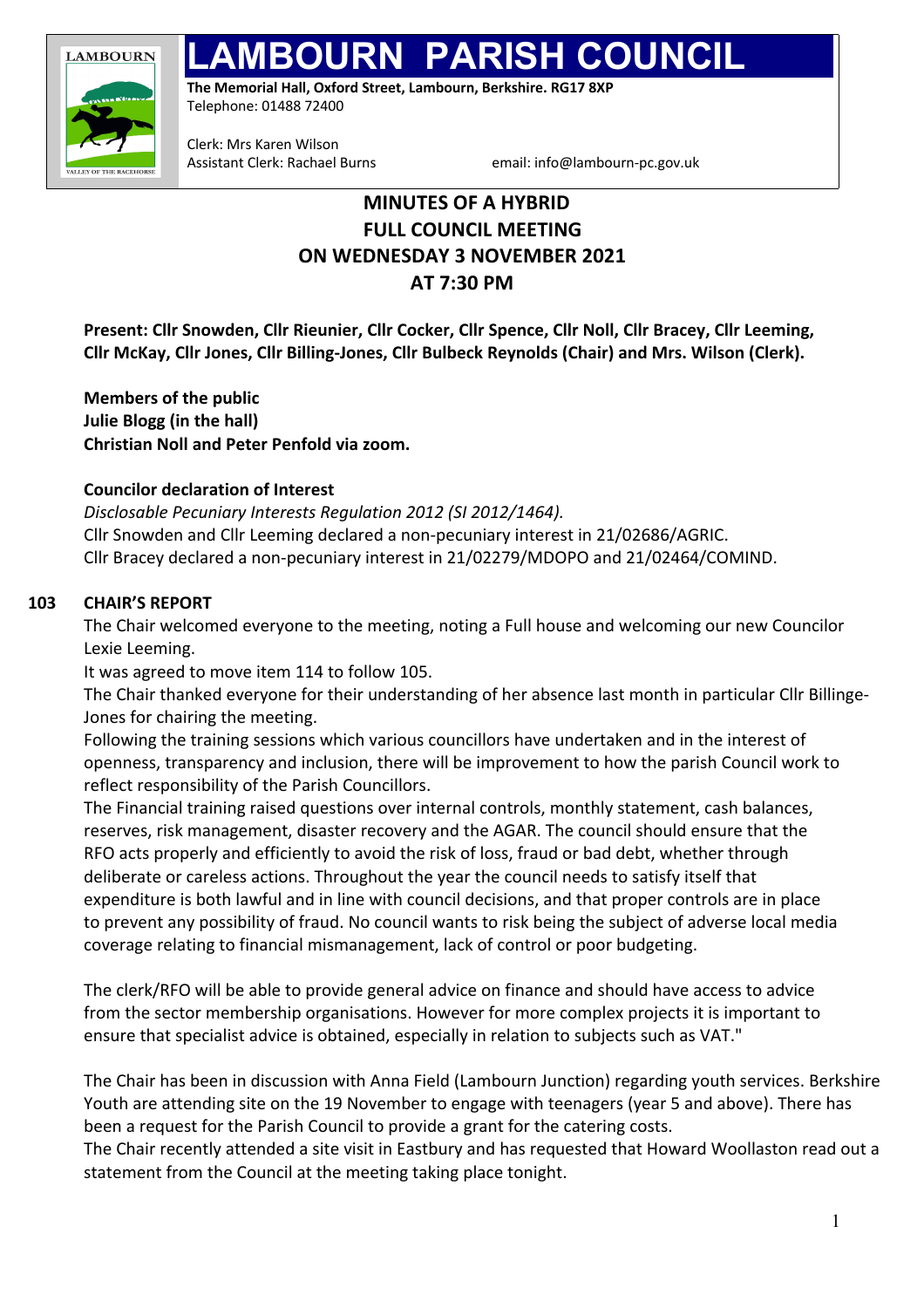# LAMBOURN PARISH COUNCIL

**The Memorial Hall, Oxford Street, Lambourn, Berkshire. RG17 8XP**
Telephone: 01488 72400

Clerk: Mrs Karen Wilson
Assistant Clerk: Rachael Burns email: info@lambourn-pc.gov.uk

## MINUTES OF A HYBRID FULL COUNCIL MEETING ON WEDNESDAY 3 NOVEMBER 2021 AT 7:30 PM

**Present: Cllr Snowden, Cllr Rieunier, Cllr Cocker, Cllr Spence, Cllr Noll, Cllr Bracey, Cllr Leeming, Cllr McKay, Cllr Jones, Cllr Billing-Jones, Cllr Bulbeck Reynolds (Chair) and Mrs. Wilson (Clerk).**

**Members of the public**
**Julie Blogg (in the hall)**
**Christian Noll and Peter Penfold via zoom.**

**Councilor declaration of Interest**
*Disclosable Pecuniary Interests Regulation 2012 (SI 2012/1464).*
Cllr Snowden and Cllr Leeming declared a non-pecuniary interest in 21/02686/AGRIC.
Cllr Bracey declared a non-pecuniary interest in 21/02279/MDOPO and 21/02464/COMIND.

### 103 CHAIR'S REPORT

The Chair welcomed everyone to the meeting, noting a Full house and welcoming our new Councilor Lexie Leeming.

It was agreed to move item 114 to follow 105.

The Chair thanked everyone for their understanding of her absence last month in particular Cllr Billinge-Jones for chairing the meeting.

Following the training sessions which various councillors have undertaken and in the interest of openness, transparency and inclusion, there will be improvement to how the parish Council work to reflect responsibility of the Parish Councillors.

The Financial training raised questions over internal controls, monthly statement, cash balances, reserves, risk management, disaster recovery and the AGAR. The council should ensure that the RFO acts properly and efficiently to avoid the risk of loss, fraud or bad debt, whether through deliberate or careless actions. Throughout the year the council needs to satisfy itself that expenditure is both lawful and in line with council decisions, and that proper controls are in place to prevent any possibility of fraud. No council wants to risk being the subject of adverse local media coverage relating to financial mismanagement, lack of control or poor budgeting.

The clerk/RFO will be able to provide general advice on finance and should have access to advice from the sector membership organisations. However for more complex projects it is important to ensure that specialist advice is obtained, especially in relation to subjects such as VAT."

The Chair has been in discussion with Anna Field (Lambourn Junction) regarding youth services. Berkshire Youth are attending site on the 19 November to engage with teenagers (year 5 and above). There has been a request for the Parish Council to provide a grant for the catering costs.

The Chair recently attended a site visit in Eastbury and has requested that Howard Woollaston read out a statement from the Council at the meeting taking place tonight.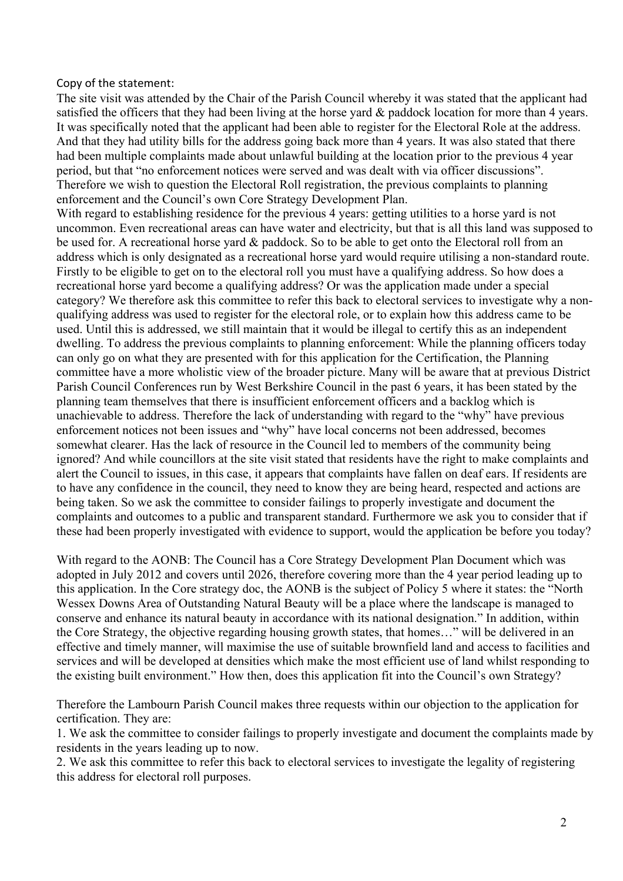Copy of the statement:

The site visit was attended by the Chair of the Parish Council whereby it was stated that the applicant had satisfied the officers that they had been living at the horse yard & paddock location for more than 4 years. It was specifically noted that the applicant had been able to register for the Electoral Role at the address. And that they had utility bills for the address going back more than 4 years. It was also stated that there had been multiple complaints made about unlawful building at the location prior to the previous 4 year period, but that "no enforcement notices were served and was dealt with via officer discussions". Therefore we wish to question the Electoral Roll registration, the previous complaints to planning enforcement and the Council's own Core Strategy Development Plan.

With regard to establishing residence for the previous 4 years: getting utilities to a horse yard is not uncommon. Even recreational areas can have water and electricity, but that is all this land was supposed to be used for. A recreational horse yard & paddock. So to be able to get onto the Electoral roll from an address which is only designated as a recreational horse yard would require utilising a non-standard route. Firstly to be eligible to get on to the electoral roll you must have a qualifying address. So how does a recreational horse yard become a qualifying address? Or was the application made under a special category? We therefore ask this committee to refer this back to electoral services to investigate why a non-qualifying address was used to register for the electoral role, or to explain how this address came to be used. Until this is addressed, we still maintain that it would be illegal to certify this as an independent dwelling. To address the previous complaints to planning enforcement: While the planning officers today can only go on what they are presented with for this application for the Certification, the Planning committee have a more wholistic view of the broader picture. Many will be aware that at previous District Parish Council Conferences run by West Berkshire Council in the past 6 years, it has been stated by the planning team themselves that there is insufficient enforcement officers and a backlog which is unachievable to address. Therefore the lack of understanding with regard to the "why" have previous enforcement notices not been issues and "why" have local concerns not been addressed, becomes somewhat clearer. Has the lack of resource in the Council led to members of the community being ignored? And while councillors at the site visit stated that residents have the right to make complaints and alert the Council to issues, in this case, it appears that complaints have fallen on deaf ears. If residents are to have any confidence in the council, they need to know they are being heard, respected and actions are being taken. So we ask the committee to consider failings to properly investigate and document the complaints and outcomes to a public and transparent standard. Furthermore we ask you to consider that if these had been properly investigated with evidence to support, would the application be before you today?

With regard to the AONB: The Council has a Core Strategy Development Plan Document which was adopted in July 2012 and covers until 2026, therefore covering more than the 4 year period leading up to this application. In the Core strategy doc, the AONB is the subject of Policy 5 where it states: the "North Wessex Downs Area of Outstanding Natural Beauty will be a place where the landscape is managed to conserve and enhance its natural beauty in accordance with its national designation." In addition, within the Core Strategy, the objective regarding housing growth states, that homes…" will be delivered in an effective and timely manner, will maximise the use of suitable brownfield land and access to facilities and services and will be developed at densities which make the most efficient use of land whilst responding to the existing built environment." How then, does this application fit into the Council's own Strategy?

Therefore the Lambourn Parish Council makes three requests within our objection to the application for certification. They are:

1. We ask the committee to consider failings to properly investigate and document the complaints made by residents in the years leading up to now.
2. We ask this committee to refer this back to electoral services to investigate the legality of registering this address for electoral roll purposes.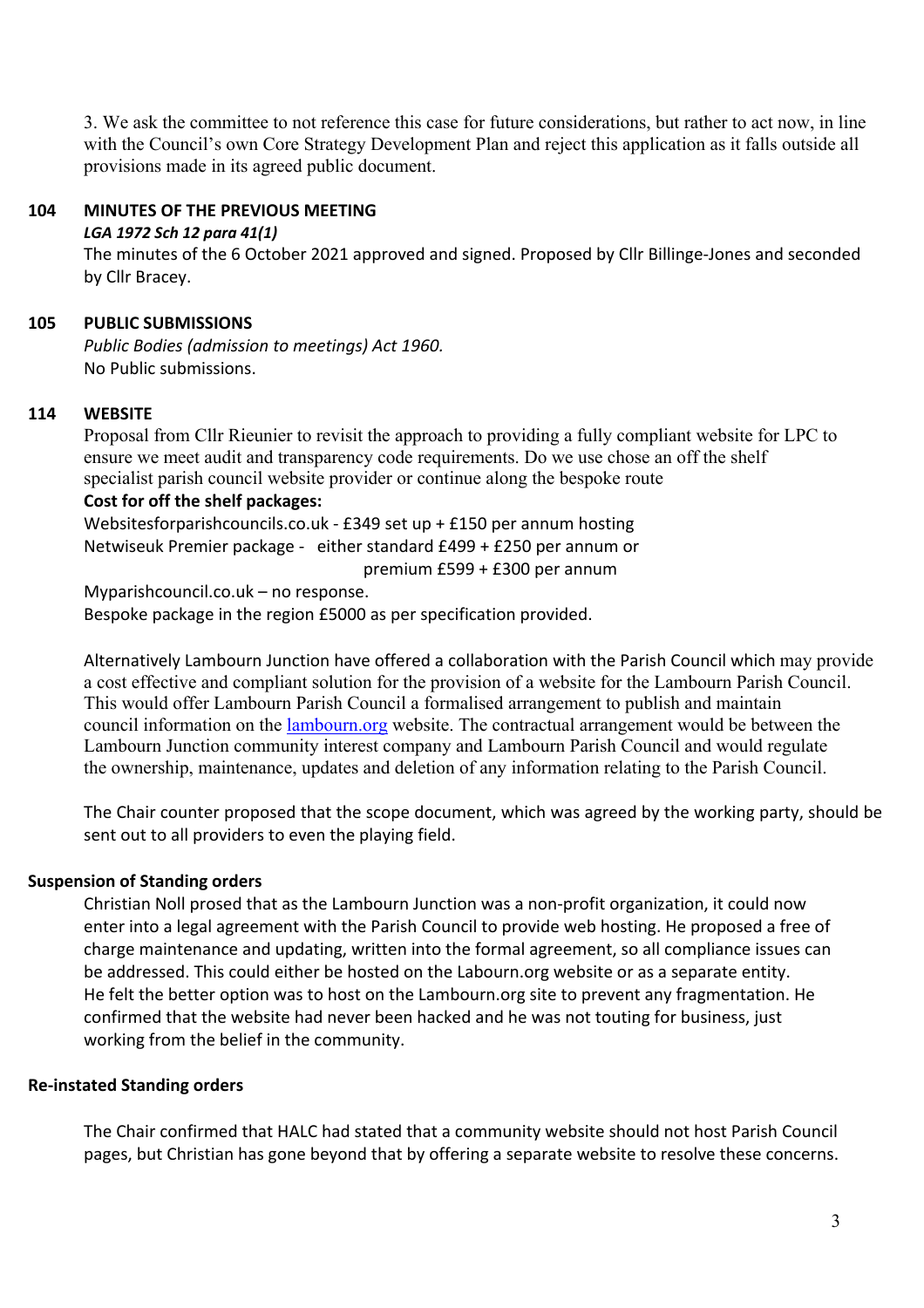3. We ask the committee to not reference this case for future considerations, but rather to act now, in line with the Council's own Core Strategy Development Plan and reject this application as it falls outside all provisions made in its agreed public document.

## 104 MINUTES OF THE PREVIOUS MEETING

***LGA 1972 Sch 12 para 41(1)***

The minutes of the 6 October 2021 approved and signed. Proposed by Cllr Billinge-Jones and seconded by Cllr Bracey.

## 105 PUBLIC SUBMISSIONS

*Public Bodies (admission to meetings) Act 1960.*

No Public submissions.

## 114 WEBSITE

Proposal from Cllr Rieunier to revisit the approach to providing a fully compliant website for LPC to ensure we meet audit and transparency code requirements. Do we use chose an off the shelf specialist parish council website provider or continue along the bespoke route

**Cost for off the shelf packages:**

Websitesforparishcouncils.co.uk - £349 set up + £150 per annum hosting
Netwiseuk Premier package - either standard £499 + £250 per annum or
premium £599 + £300 per annum
Myparishcouncil.co.uk – no response.
Bespoke package in the region £5000 as per specification provided.

Alternatively Lambourn Junction have offered a collaboration with the Parish Council which may provide a cost effective and compliant solution for the provision of a website for the Lambourn Parish Council. This would offer Lambourn Parish Council a formalised arrangement to publish and maintain council information on the lambourn.org website. The contractual arrangement would be between the Lambourn Junction community interest company and Lambourn Parish Council and would regulate the ownership, maintenance, updates and deletion of any information relating to the Parish Council.

The Chair counter proposed that the scope document, which was agreed by the working party, should be sent out to all providers to even the playing field.

### Suspension of Standing orders

Christian Noll prosed that as the Lambourn Junction was a non-profit organization, it could now enter into a legal agreement with the Parish Council to provide web hosting. He proposed a free of charge maintenance and updating, written into the formal agreement, so all compliance issues can be addressed. This could either be hosted on the Labourn.org website or as a separate entity. He felt the better option was to host on the Lambourn.org site to prevent any fragmentation. He confirmed that the website had never been hacked and he was not touting for business, just working from the belief in the community.

### Re-instated Standing orders

The Chair confirmed that HALC had stated that a community website should not host Parish Council pages, but Christian has gone beyond that by offering a separate website to resolve these concerns.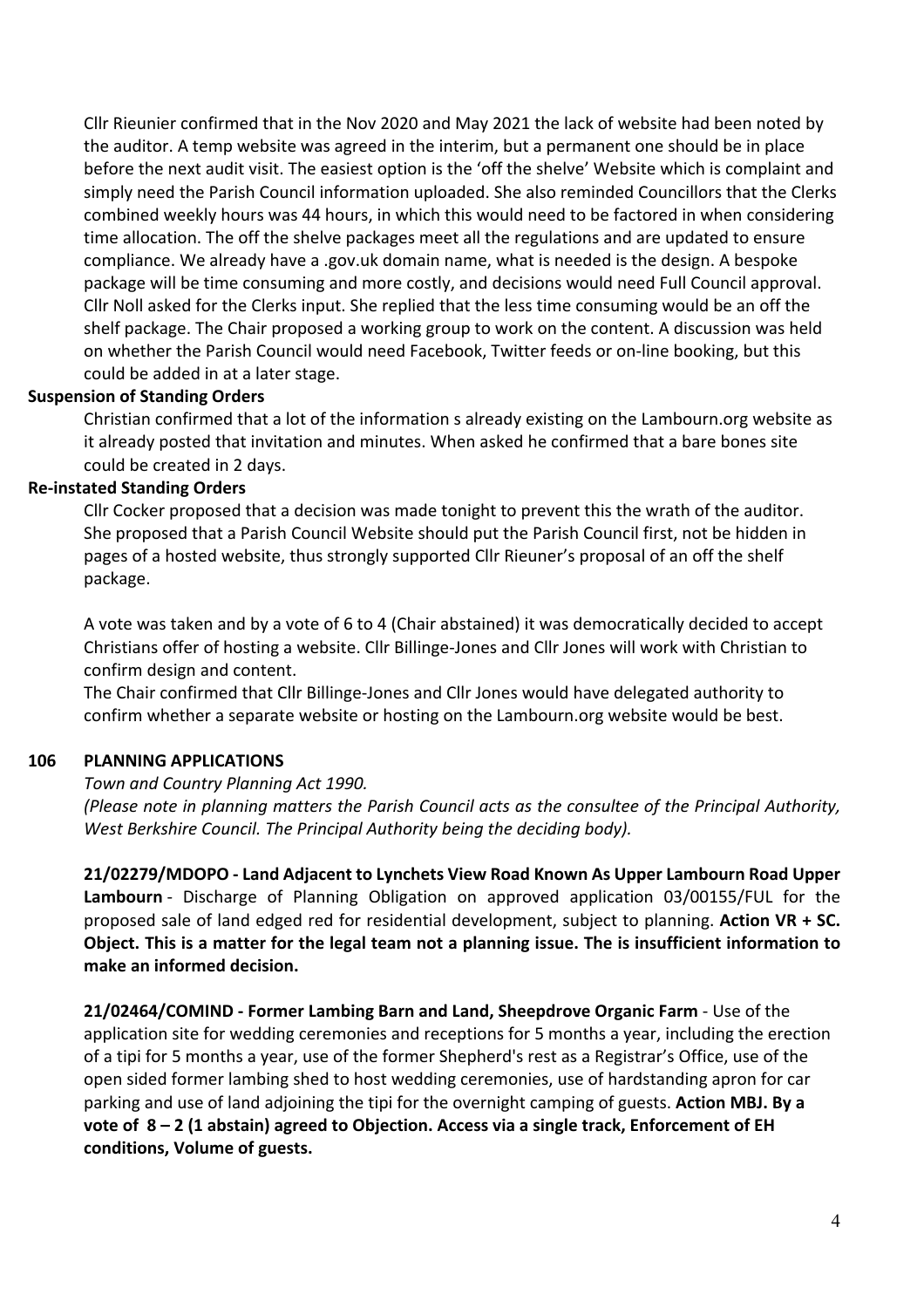Cllr Rieunier confirmed that in the Nov 2020 and May 2021 the lack of website had been noted by the auditor. A temp website was agreed in the interim, but a permanent one should be in place before the next audit visit. The easiest option is the 'off the shelve' Website which is complaint and simply need the Parish Council information uploaded. She also reminded Councillors that the Clerks combined weekly hours was 44 hours, in which this would need to be factored in when considering time allocation. The off the shelve packages meet all the regulations and are updated to ensure compliance. We already have a .gov.uk domain name, what is needed is the design. A bespoke package will be time consuming and more costly, and decisions would need Full Council approval. Cllr Noll asked for the Clerks input. She replied that the less time consuming would be an off the shelf package. The Chair proposed a working group to work on the content. A discussion was held on whether the Parish Council would need Facebook, Twitter feeds or on-line booking, but this could be added in at a later stage.

**Suspension of Standing Orders**

Christian confirmed that a lot of the information s already existing on the Lambourn.org website as it already posted that invitation and minutes. When asked he confirmed that a bare bones site could be created in 2 days.

**Re-instated Standing Orders**

Cllr Cocker proposed that a decision was made tonight to prevent this the wrath of the auditor. She proposed that a Parish Council Website should put the Parish Council first, not be hidden in pages of a hosted website, thus strongly supported Cllr Rieuner's proposal of an off the shelf package.

A vote was taken and by a vote of 6 to 4 (Chair abstained) it was democratically decided to accept Christians offer of hosting a website. Cllr Billinge-Jones and Cllr Jones will work with Christian to confirm design and content.

The Chair confirmed that Cllr Billinge-Jones and Cllr Jones would have delegated authority to confirm whether a separate website or hosting on the Lambourn.org website would be best.

## 106 PLANNING APPLICATIONS

*Town and Country Planning Act 1990.*

*(Please note in planning matters the Parish Council acts as the consultee of the Principal Authority, West Berkshire Council. The Principal Authority being the deciding body).*

**21/02279/MDOPO - Land Adjacent to Lynchets View Road Known As Upper Lambourn Road Upper Lambourn** - Discharge of Planning Obligation on approved application 03/00155/FUL for the proposed sale of land edged red for residential development, subject to planning. **Action VR + SC. Object. This is a matter for the legal team not a planning issue. The is insufficient information to make an informed decision.**

**21/02464/COMIND - Former Lambing Barn and Land, Sheepdrove Organic Farm** - Use of the application site for wedding ceremonies and receptions for 5 months a year, including the erection of a tipi for 5 months a year, use of the former Shepherd's rest as a Registrar's Office, use of the open sided former lambing shed to host wedding ceremonies, use of hardstanding apron for car parking and use of land adjoining the tipi for the overnight camping of guests. **Action MBJ. By a vote of 8 – 2 (1 abstain) agreed to Objection. Access via a single track, Enforcement of EH conditions, Volume of guests.**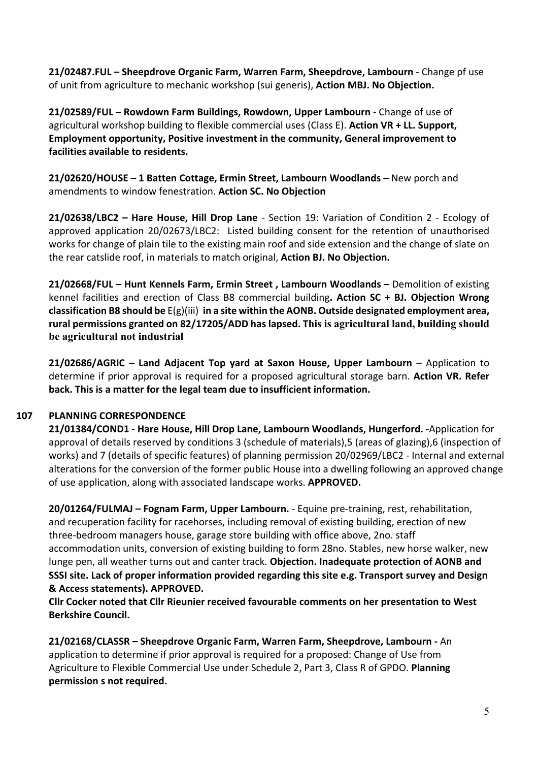**21/02487.FUL – Sheepdrove Organic Farm, Warren Farm, Sheepdrove, Lambourn** - Change pf use of unit from agriculture to mechanic workshop (sui generis), **Action MBJ. No Objection.**

**21/02589/FUL – Rowdown Farm Buildings, Rowdown, Upper Lambourn** - Change of use of agricultural workshop building to flexible commercial uses (Class E). **Action VR + LL. Support, Employment opportunity, Positive investment in the community, General improvement to facilities available to residents.**

**21/02620/HOUSE – 1 Batten Cottage, Ermin Street, Lambourn Woodlands –** New porch and amendments to window fenestration. **Action SC. No Objection**

**21/02638/LBC2 – Hare House, Hill Drop Lane** - Section 19: Variation of Condition 2 - Ecology of approved application 20/02673/LBC2: Listed building consent for the retention of unauthorised works for change of plain tile to the existing main roof and side extension and the change of slate on the rear catslide roof, in materials to match original, **Action BJ. No Objection.**

**21/02668/FUL – Hunt Kennels Farm, Ermin Street , Lambourn Woodlands –** Demolition of existing kennel facilities and erection of Class B8 commercial building**. Action SC + BJ. Objection Wrong classification B8 should be** E(g)(iii) **in a site within the AONB. Outside designated employment area, rural permissions granted on 82/17205/ADD has lapsed. This is agricultural land, building should be agricultural not industrial**

**21/02686/AGRIC – Land Adjacent Top yard at Saxon House, Upper Lambourn** – Application to determine if prior approval is required for a proposed agricultural storage barn. **Action VR. Refer back. This is a matter for the legal team due to insufficient information.**

**107 PLANNING CORRESPONDENCE**

**21/01384/COND1 - Hare House, Hill Drop Lane, Lambourn Woodlands, Hungerford. -**Application for approval of details reserved by conditions 3 (schedule of materials),5 (areas of glazing),6 (inspection of works) and 7 (details of specific features) of planning permission 20/02969/LBC2 - Internal and external alterations for the conversion of the former public House into a dwelling following an approved change of use application, along with associated landscape works. **APPROVED.**

**20/01264/FULMAJ – Fognam Farm, Upper Lambourn.** - Equine pre-training, rest, rehabilitation, and recuperation facility for racehorses, including removal of existing building, erection of new three-bedroom managers house, garage store building with office above, 2no. staff accommodation units, conversion of existing building to form 28no. Stables, new horse walker, new lunge pen, all weather turns out and canter track. **Objection. Inadequate protection of AONB and SSSI site. Lack of proper information provided regarding this site e.g. Transport survey and Design & Access statements). APPROVED.**

**Cllr Cocker noted that Cllr Rieunier received favourable comments on her presentation to West Berkshire Council.**

**21/02168/CLASSR – Sheepdrove Organic Farm, Warren Farm, Sheepdrove, Lambourn -** An application to determine if prior approval is required for a proposed: Change of Use from Agriculture to Flexible Commercial Use under Schedule 2, Part 3, Class R of GPDO. **Planning permission s not required.**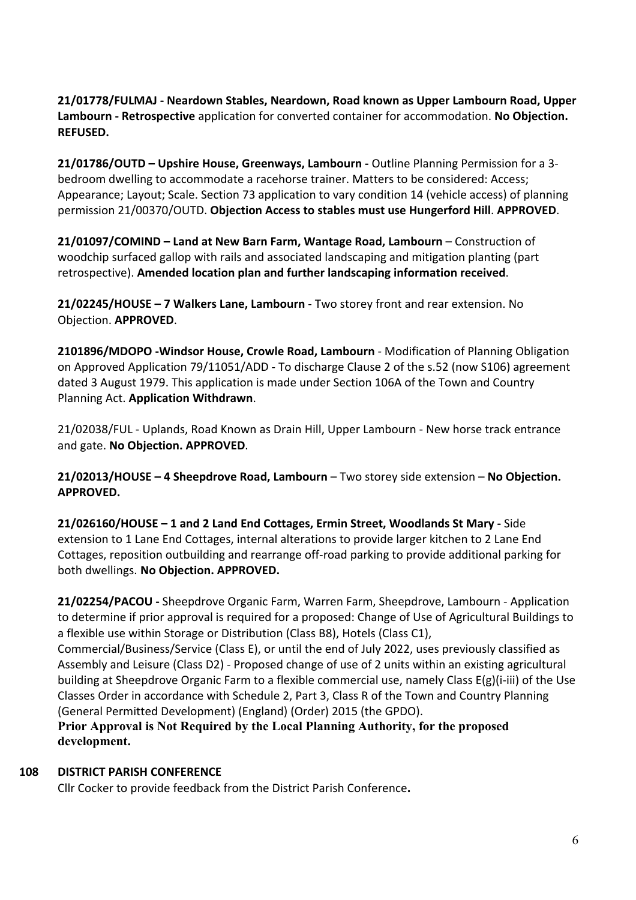**21/01778/FULMAJ - Neardown Stables, Neardown, Road known as Upper Lambourn Road, Upper Lambourn - Retrospective** application for converted container for accommodation. **No Objection. REFUSED.**

**21/01786/OUTD – Upshire House, Greenways, Lambourn -** Outline Planning Permission for a 3-bedroom dwelling to accommodate a racehorse trainer. Matters to be considered: Access; Appearance; Layout; Scale. Section 73 application to vary condition 14 (vehicle access) of planning permission 21/00370/OUTD. **Objection Access to stables must use Hungerford Hill**. **APPROVED**.

**21/01097/COMIND – Land at New Barn Farm, Wantage Road, Lambourn** – Construction of woodchip surfaced gallop with rails and associated landscaping and mitigation planting (part retrospective). **Amended location plan and further landscaping information received**.

**21/02245/HOUSE – 7 Walkers Lane, Lambourn** - Two storey front and rear extension. No Objection. **APPROVED**.

**2101896/MDOPO -Windsor House, Crowle Road, Lambourn** - Modification of Planning Obligation on Approved Application 79/11051/ADD - To discharge Clause 2 of the s.52 (now S106) agreement dated 3 August 1979. This application is made under Section 106A of the Town and Country Planning Act. **Application Withdrawn**.

21/02038/FUL - Uplands, Road Known as Drain Hill, Upper Lambourn - New horse track entrance and gate. **No Objection. APPROVED**.

**21/02013/HOUSE – 4 Sheepdrove Road, Lambourn** – Two storey side extension – **No Objection. APPROVED.**

**21/026160/HOUSE – 1 and 2 Land End Cottages, Ermin Street, Woodlands St Mary -** Side extension to 1 Lane End Cottages, internal alterations to provide larger kitchen to 2 Lane End Cottages, reposition outbuilding and rearrange off-road parking to provide additional parking for both dwellings. **No Objection. APPROVED.**

**21/02254/PACOU -** Sheepdrove Organic Farm, Warren Farm, Sheepdrove, Lambourn - Application to determine if prior approval is required for a proposed: Change of Use of Agricultural Buildings to a flexible use within Storage or Distribution (Class B8), Hotels (Class C1), Commercial/Business/Service (Class E), or until the end of July 2022, uses previously classified as Assembly and Leisure (Class D2) - Proposed change of use of 2 units within an existing agricultural building at Sheepdrove Organic Farm to a flexible commercial use, namely Class E(g)(i-iii) of the Use Classes Order in accordance with Schedule 2, Part 3, Class R of the Town and Country Planning (General Permitted Development) (England) (Order) 2015 (the GPDO).
**Prior Approval is Not Required by the Local Planning Authority, for the proposed development.**

**108 DISTRICT PARISH CONFERENCE**

Cllr Cocker to provide feedback from the District Parish Conference**.**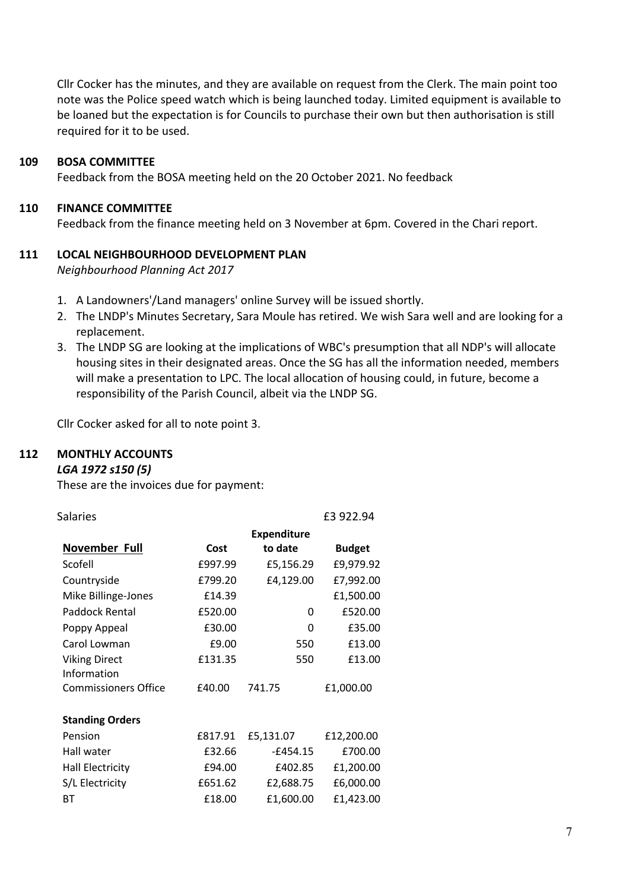Cllr Cocker has the minutes, and they are available on request from the Clerk. The main point too note was the Police speed watch which is being launched today. Limited equipment is available to be loaned but the expectation is for Councils to purchase their own but then authorisation is still required for it to be used.

## 109 BOSA COMMITTEE

Feedback from the BOSA meeting held on the 20 October 2021. No feedback

## 110 FINANCE COMMITTEE

Feedback from the finance meeting held on 3 November at 6pm. Covered in the Chari report.

## 111 LOCAL NEIGHBOURHOOD DEVELOPMENT PLAN

*Neighbourhood Planning Act 2017*

1. A Landowners'/Land managers' online Survey will be issued shortly.
2. The LNDP's Minutes Secretary, Sara Moule has retired. We wish Sara well and are looking for a replacement.
3. The LNDP SG are looking at the implications of WBC's presumption that all NDP's will allocate housing sites in their designated areas. Once the SG has all the information needed, members will make a presentation to LPC. The local allocation of housing could, in future, become a responsibility of the Parish Council, albeit via the LNDP SG.

Cllr Cocker asked for all to note point 3.

## 112 MONTHLY ACCOUNTS

***LGA 1972 s150 (5)***

These are the invoices due for payment:

| Salaries | | | £3 922.94 |
|---|---|---|---|
| **November Full** | **Cost** | **Expenditure to date** | **Budget** |
| Scofell | £997.99 | £5,156.29 | £9,979.92 |
| Countryside | £799.20 | £4,129.00 | £7,992.00 |
| Mike Billinge-Jones | £14.39 | | £1,500.00 |
| Paddock Rental | £520.00 | 0 | £520.00 |
| Poppy Appeal | £30.00 | 0 | £35.00 |
| Carol Lowman | £9.00 | 550 | £13.00 |
| Viking Direct | £131.35 | 550 | £13.00 |
| Information Commissioners Office | £40.00 | 741.75 | £1,000.00 |
| **Standing Orders** | | | |
| Pension | £817.91 | £5,131.07 | £12,200.00 |
| Hall water | £32.66 | -£454.15 | £700.00 |
| Hall Electricity | £94.00 | £402.85 | £1,200.00 |
| S/L Electricity | £651.62 | £2,688.75 | £6,000.00 |
| BT | £18.00 | £1,600.00 | £1,423.00 |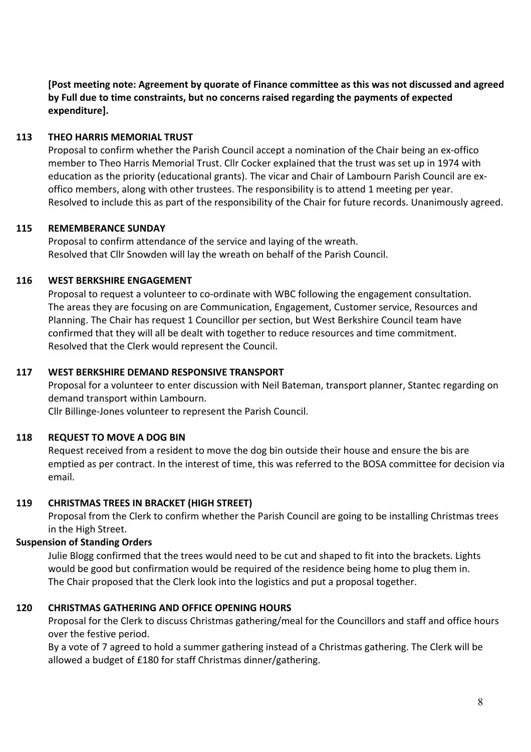**[Post meeting note: Agreement by quorate of Finance committee as this was not discussed and agreed by Full due to time constraints, but no concerns raised regarding the payments of expected expenditure].**

### 113 THEO HARRIS MEMORIAL TRUST

Proposal to confirm whether the Parish Council accept a nomination of the Chair being an ex-offico member to Theo Harris Memorial Trust. Cllr Cocker explained that the trust was set up in 1974 with education as the priority (educational grants). The vicar and Chair of Lambourn Parish Council are ex-offico members, along with other trustees. The responsibility is to attend 1 meeting per year.
Resolved to include this as part of the responsibility of the Chair for future records. Unanimously agreed.

### 115 REMEMBERANCE SUNDAY

Proposal to confirm attendance of the service and laying of the wreath.
Resolved that Cllr Snowden will lay the wreath on behalf of the Parish Council.

### 116 WEST BERKSHIRE ENGAGEMENT

Proposal to request a volunteer to co-ordinate with WBC following the engagement consultation. The areas they are focusing on are Communication, Engagement, Customer service, Resources and Planning. The Chair has request 1 Councillor per section, but West Berkshire Council team have confirmed that they will all be dealt with together to reduce resources and time commitment.
Resolved that the Clerk would represent the Council.

### 117 WEST BERKSHIRE DEMAND RESPONSIVE TRANSPORT

Proposal for a volunteer to enter discussion with Neil Bateman, transport planner, Stantec regarding on demand transport within Lambourn.
Cllr Billinge-Jones volunteer to represent the Parish Council.

### 118 REQUEST TO MOVE A DOG BIN

Request received from a resident to move the dog bin outside their house and ensure the bis are emptied as per contract. In the interest of time, this was referred to the BOSA committee for decision via email.

### 119 CHRISTMAS TREES IN BRACKET (HIGH STREET)

Proposal from the Clerk to confirm whether the Parish Council are going to be installing Christmas trees in the High Street.

**Suspension of Standing Orders**

Julie Blogg confirmed that the trees would need to be cut and shaped to fit into the brackets. Lights would be good but confirmation would be required of the residence being home to plug them in.
The Chair proposed that the Clerk look into the logistics and put a proposal together.

### 120 CHRISTMAS GATHERING AND OFFICE OPENING HOURS

Proposal for the Clerk to discuss Christmas gathering/meal for the Councillors and staff and office hours over the festive period.
By a vote of 7 agreed to hold a summer gathering instead of a Christmas gathering. The Clerk will be allowed a budget of £180 for staff Christmas dinner/gathering.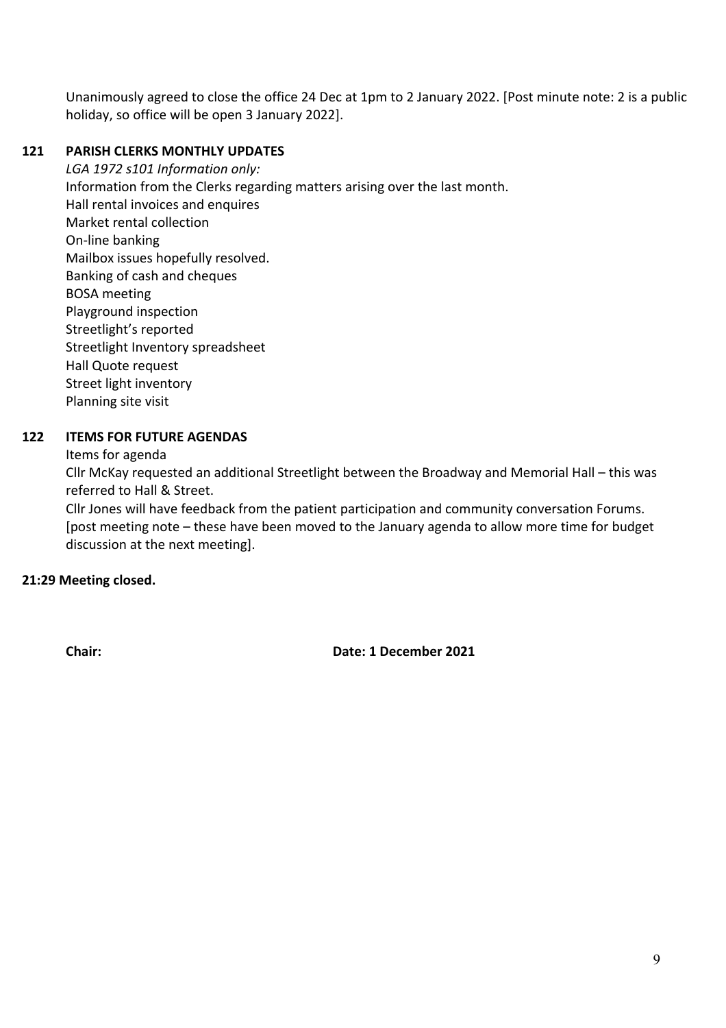Unanimously agreed to close the office 24 Dec at 1pm to 2 January 2022. [Post minute note: 2 is a public holiday, so office will be open 3 January 2022].

**121 PARISH CLERKS MONTHLY UPDATES**

*LGA 1972 s101 Information only:*
Information from the Clerks regarding matters arising over the last month.
Hall rental invoices and enquires
Market rental collection
On-line banking
Mailbox issues hopefully resolved.
Banking of cash and cheques
BOSA meeting
Playground inspection
Streetlight's reported
Streetlight Inventory spreadsheet
Hall Quote request
Street light inventory
Planning site visit

**122 ITEMS FOR FUTURE AGENDAS**

Items for agenda
Cllr McKay requested an additional Streetlight between the Broadway and Memorial Hall – this was referred to Hall & Street.
Cllr Jones will have feedback from the patient participation and community conversation Forums. [post meeting note – these have been moved to the January agenda to allow more time for budget discussion at the next meeting].

**21:29 Meeting closed.**

**Chair:** **Date: 1 December 2021**